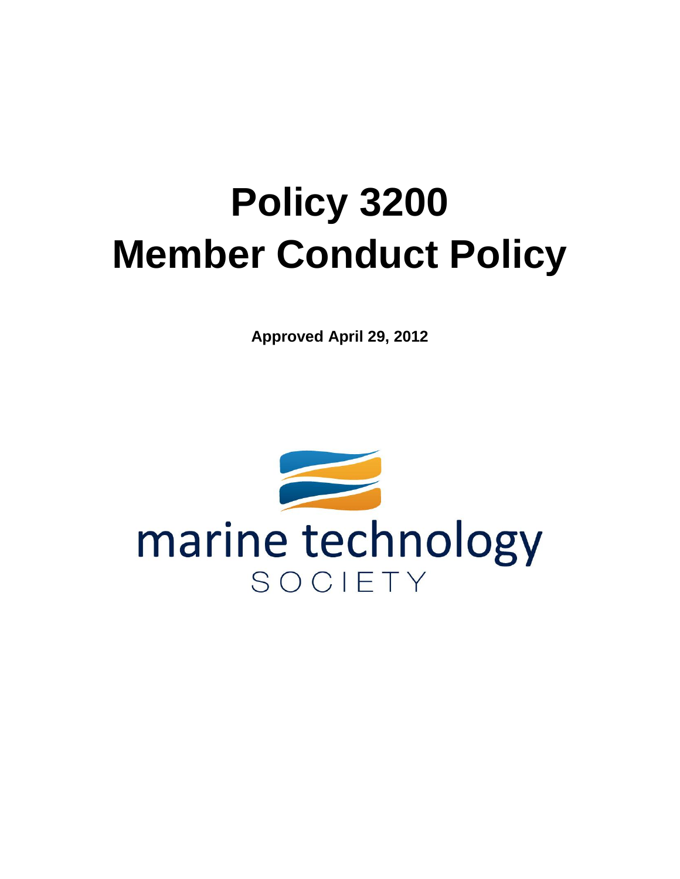# Policy 3200
# Member Conduct Policy

**Approved April 29, 2012**

marine technology
SOCIETY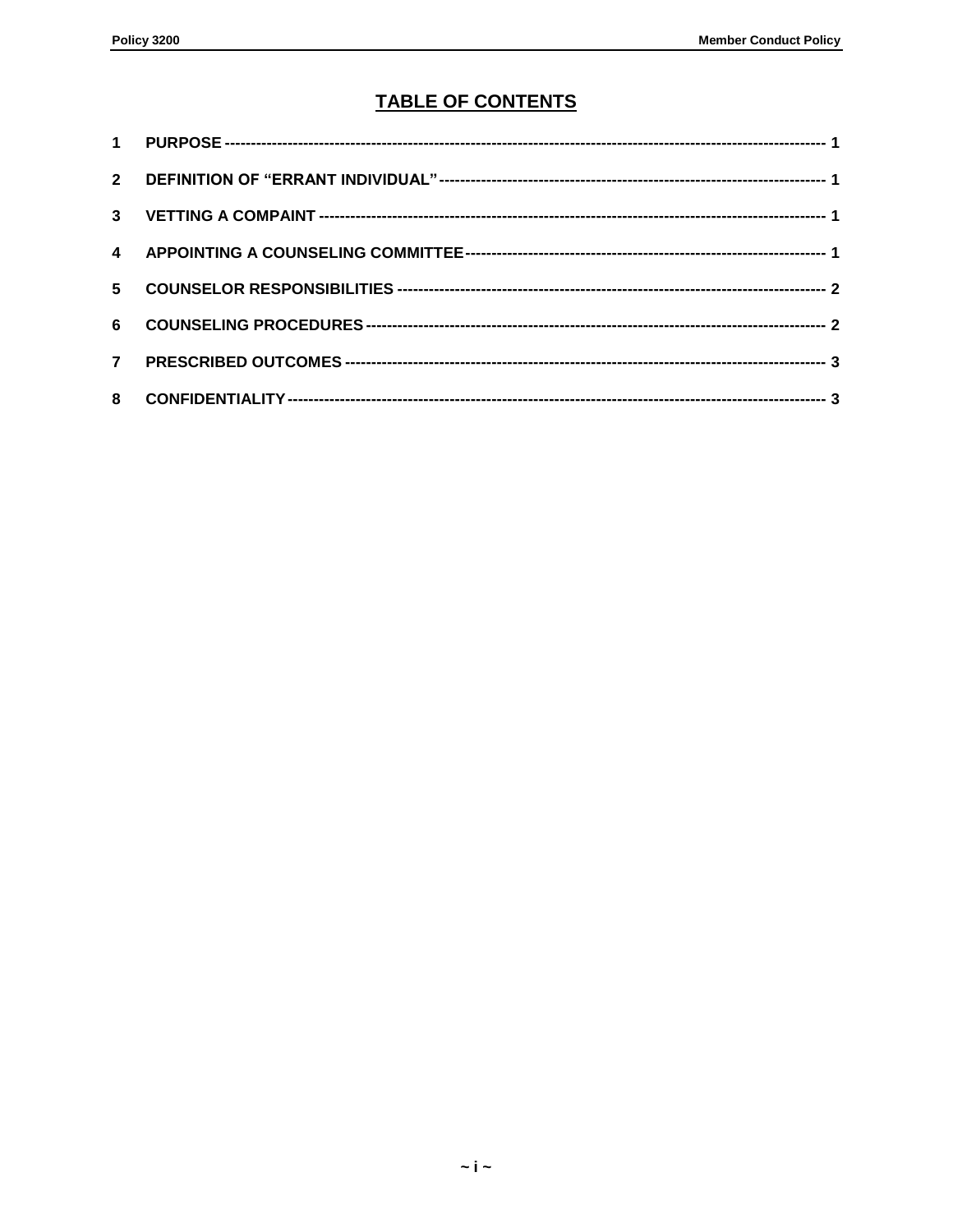# TABLE OF CONTENTS

| | | |
|---|---|---|
| 1 | PURPOSE | 1 |
| 2 | DEFINITION OF "ERRANT INDIVIDUAL" | 1 |
| 3 | VETTING A COMPAINT | 1 |
| 4 | APPOINTING A COUNSELING COMMITTEE | 1 |
| 5 | COUNSELOR RESPONSIBILITIES | 2 |
| 6 | COUNSELING PROCEDURES | 2 |
| 7 | PRESCRIBED OUTCOMES | 3 |
| 8 | CONFIDENTIALITY | 3 |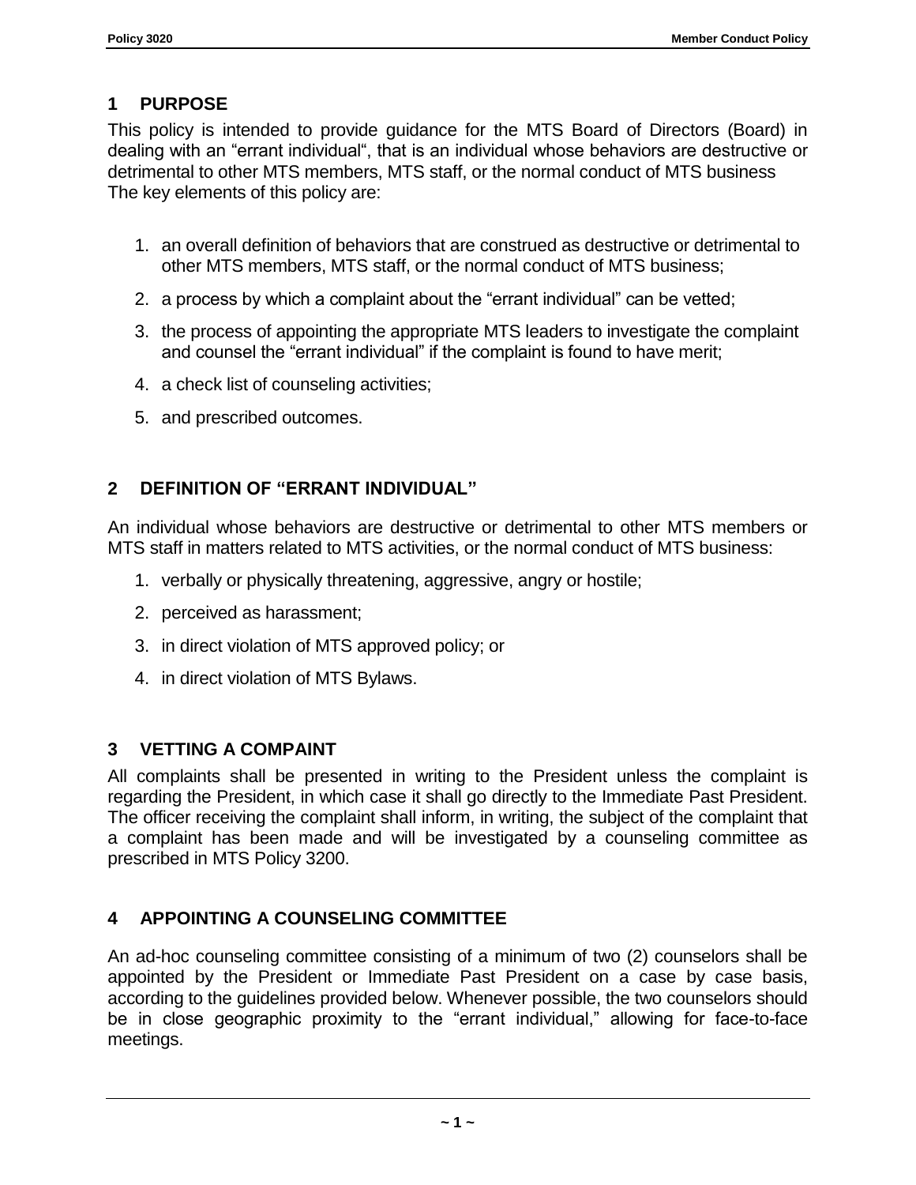## 1 PURPOSE

This policy is intended to provide guidance for the MTS Board of Directors (Board) in dealing with an "errant individual", that is an individual whose behaviors are destructive or detrimental to other MTS members, MTS staff, or the normal conduct of MTS business The key elements of this policy are:

1. an overall definition of behaviors that are construed as destructive or detrimental to other MTS members, MTS staff, or the normal conduct of MTS business;
2. a process by which a complaint about the "errant individual" can be vetted;
3. the process of appointing the appropriate MTS leaders to investigate the complaint and counsel the "errant individual" if the complaint is found to have merit;
4. a check list of counseling activities;
5. and prescribed outcomes.

## 2 DEFINITION OF "ERRANT INDIVIDUAL"

An individual whose behaviors are destructive or detrimental to other MTS members or MTS staff in matters related to MTS activities, or the normal conduct of MTS business:

1. verbally or physically threatening, aggressive, angry or hostile;
2. perceived as harassment;
3. in direct violation of MTS approved policy; or
4. in direct violation of MTS Bylaws.

## 3 VETTING A COMPAINT

All complaints shall be presented in writing to the President unless the complaint is regarding the President, in which case it shall go directly to the Immediate Past President. The officer receiving the complaint shall inform, in writing, the subject of the complaint that a complaint has been made and will be investigated by a counseling committee as prescribed in MTS Policy 3200.

## 4 APPOINTING A COUNSELING COMMITTEE

An ad-hoc counseling committee consisting of a minimum of two (2) counselors shall be appointed by the President or Immediate Past President on a case by case basis, according to the guidelines provided below. Whenever possible, the two counselors should be in close geographic proximity to the "errant individual," allowing for face-to-face meetings.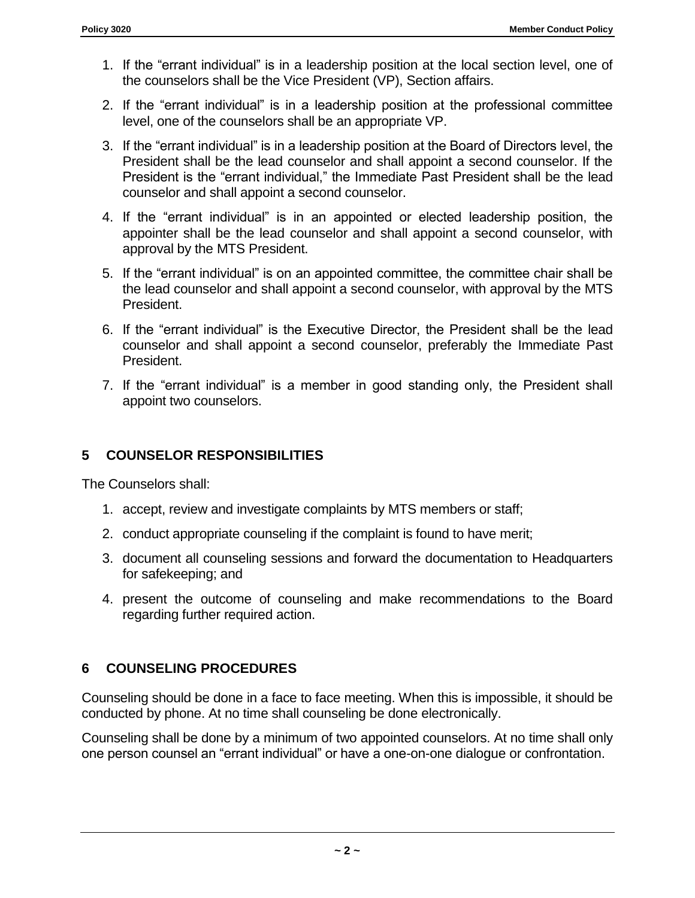1. If the "errant individual" is in a leadership position at the local section level, one of the counselors shall be the Vice President (VP), Section affairs.
2. If the "errant individual" is in a leadership position at the professional committee level, one of the counselors shall be an appropriate VP.
3. If the "errant individual" is in a leadership position at the Board of Directors level, the President shall be the lead counselor and shall appoint a second counselor. If the President is the "errant individual," the Immediate Past President shall be the lead counselor and shall appoint a second counselor.
4. If the "errant individual" is in an appointed or elected leadership position, the appointer shall be the lead counselor and shall appoint a second counselor, with approval by the MTS President.
5. If the "errant individual" is on an appointed committee, the committee chair shall be the lead counselor and shall appoint a second counselor, with approval by the MTS President.
6. If the "errant individual" is the Executive Director, the President shall be the lead counselor and shall appoint a second counselor, preferably the Immediate Past President.
7. If the "errant individual" is a member in good standing only, the President shall appoint two counselors.

## 5 COUNSELOR RESPONSIBILITIES

The Counselors shall:

1. accept, review and investigate complaints by MTS members or staff;
2. conduct appropriate counseling if the complaint is found to have merit;
3. document all counseling sessions and forward the documentation to Headquarters for safekeeping; and
4. present the outcome of counseling and make recommendations to the Board regarding further required action.

## 6 COUNSELING PROCEDURES

Counseling should be done in a face to face meeting. When this is impossible, it should be conducted by phone. At no time shall counseling be done electronically.

Counseling shall be done by a minimum of two appointed counselors. At no time shall only one person counsel an "errant individual" or have a one-on-one dialogue or confrontation.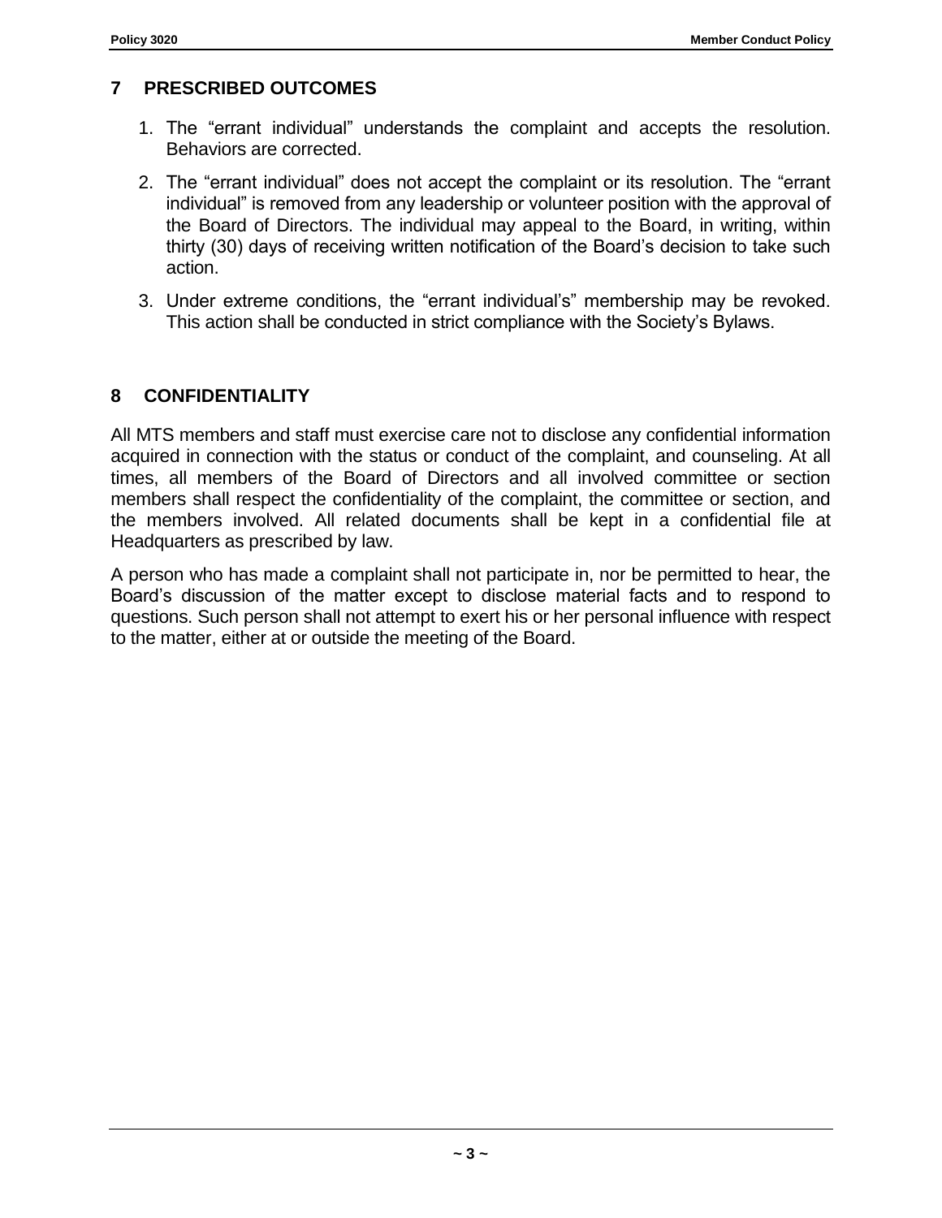## 7 PRESCRIBED OUTCOMES

1. The "errant individual" understands the complaint and accepts the resolution. Behaviors are corrected.
2. The "errant individual" does not accept the complaint or its resolution. The "errant individual" is removed from any leadership or volunteer position with the approval of the Board of Directors. The individual may appeal to the Board, in writing, within thirty (30) days of receiving written notification of the Board's decision to take such action.
3. Under extreme conditions, the "errant individual's" membership may be revoked. This action shall be conducted in strict compliance with the Society's Bylaws.

## 8 CONFIDENTIALITY

All MTS members and staff must exercise care not to disclose any confidential information acquired in connection with the status or conduct of the complaint, and counseling. At all times, all members of the Board of Directors and all involved committee or section members shall respect the confidentiality of the complaint, the committee or section, and the members involved. All related documents shall be kept in a confidential file at Headquarters as prescribed by law.

A person who has made a complaint shall not participate in, nor be permitted to hear, the Board's discussion of the matter except to disclose material facts and to respond to questions. Such person shall not attempt to exert his or her personal influence with respect to the matter, either at or outside the meeting of the Board.